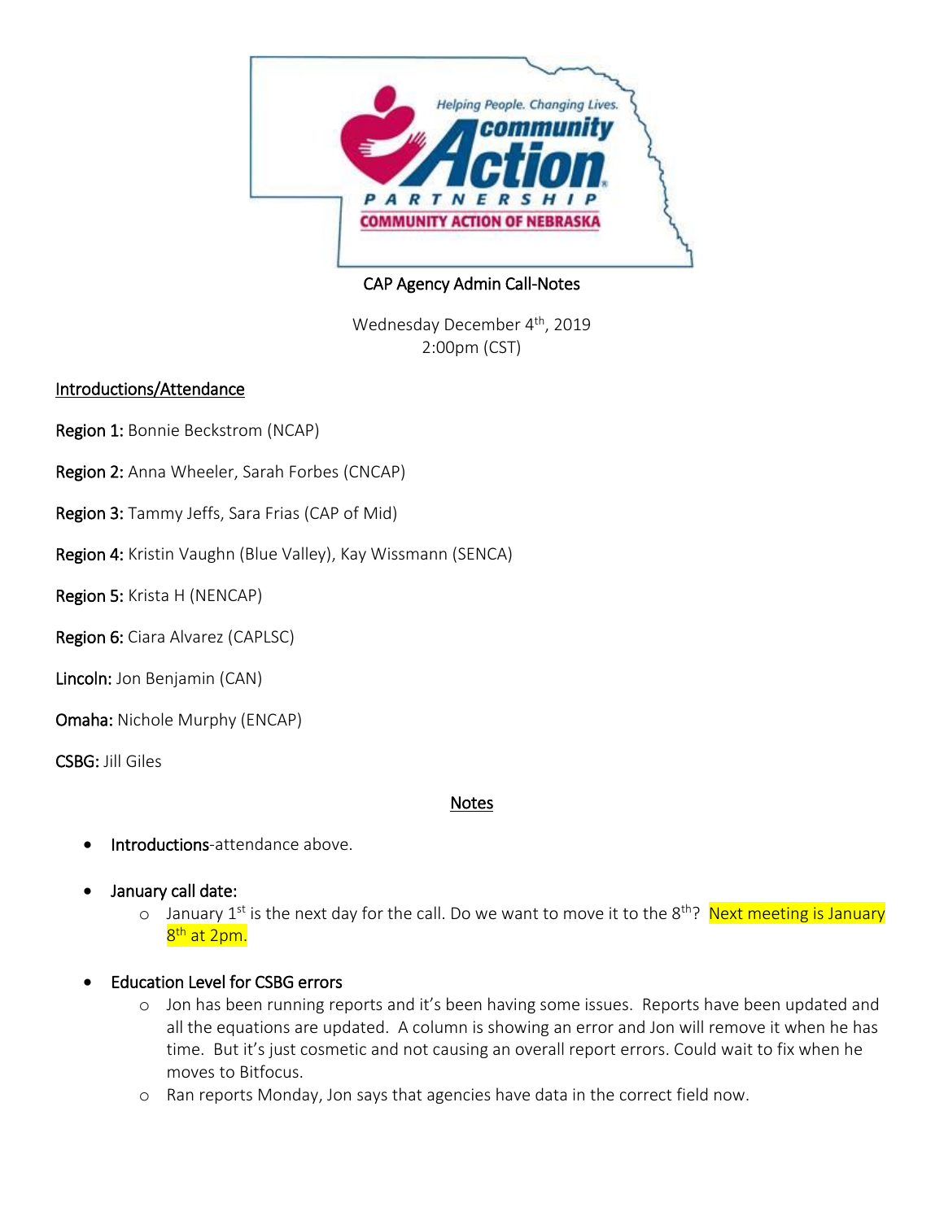CAP Agency Admin Call-Notes

Wednesday December 4th, 2019
2:00pm (CST)

<u>Introductions/Attendance</u>

**Region 1:** Bonnie Beckstrom (NCAP)

**Region 2:** Anna Wheeler, Sarah Forbes (CNCAP)

**Region 3:** Tammy Jeffs, Sara Frias (CAP of Mid)

**Region 4:** Kristin Vaughn (Blue Valley), Kay Wissmann (SENCA)

**Region 5:** Krista H (NENCAP)

**Region 6:** Ciara Alvarez (CAPLSC)

**Lincoln:** Jon Benjamin (CAN)

**Omaha:** Nichole Murphy (ENCAP)

**CSBG:** Jill Giles

## Notes

- **Introductions**-attendance above.
- **January call date:**
  - January 1st is the next day for the call. Do we want to move it to the 8th? Next meeting is January 8th at 2pm.
- **Education Level for CSBG errors**
  - Jon has been running reports and it's been having some issues. Reports have been updated and all the equations are updated. A column is showing an error and Jon will remove it when he has time. But it's just cosmetic and not causing an overall report errors. Could wait to fix when he moves to Bitfocus.
  - Ran reports Monday, Jon says that agencies have data in the correct field now.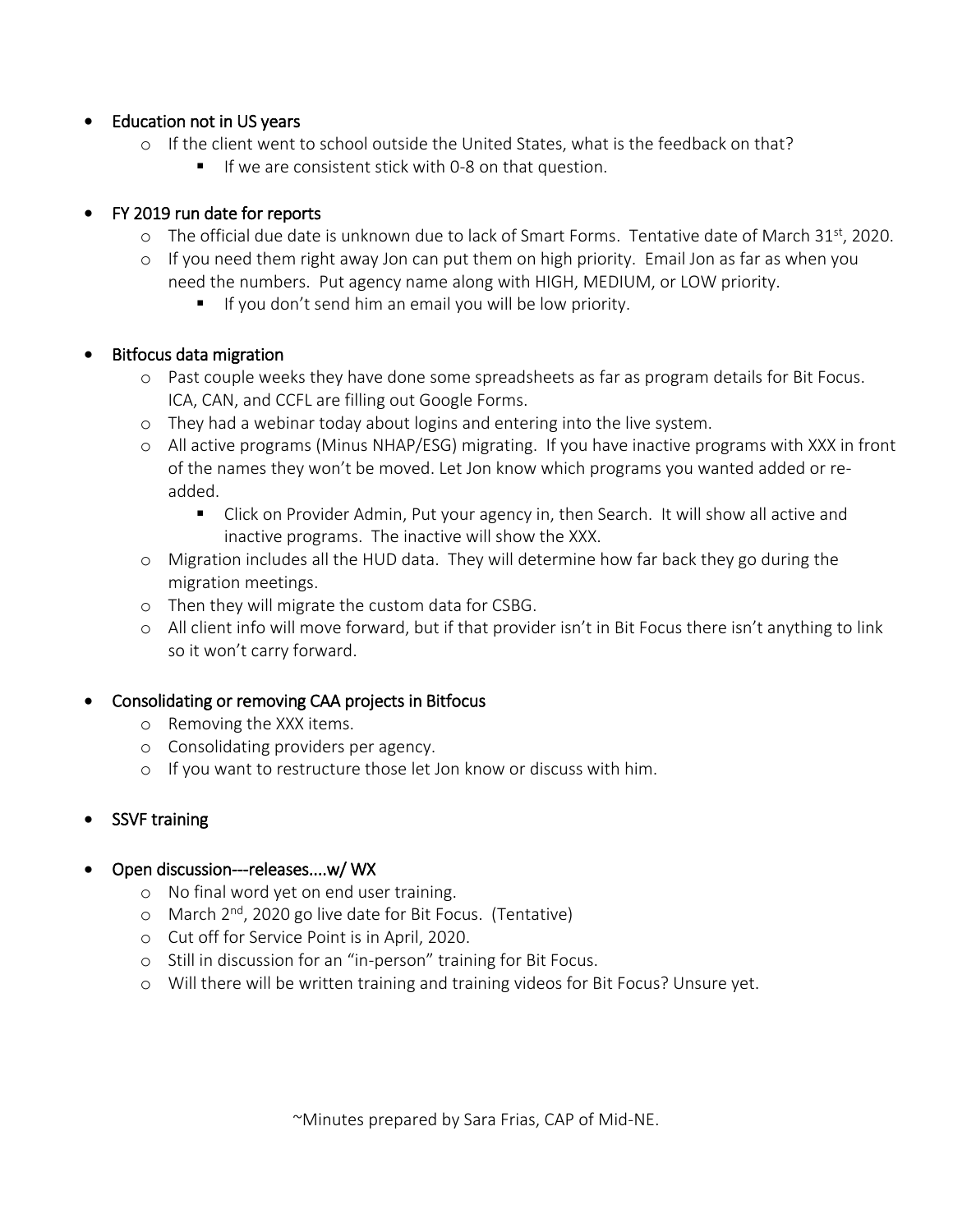- Education not in US years
  - If the client went to school outside the United States, what is the feedback on that?
    - If we are consistent stick with 0-8 on that question.

- FY 2019 run date for reports
  - The official due date is unknown due to lack of Smart Forms. Tentative date of March 31st, 2020.
  - If you need them right away Jon can put them on high priority. Email Jon as far as when you need the numbers. Put agency name along with HIGH, MEDIUM, or LOW priority.
    - If you don't send him an email you will be low priority.

- Bitfocus data migration
  - Past couple weeks they have done some spreadsheets as far as program details for Bit Focus. ICA, CAN, and CCFL are filling out Google Forms.
  - They had a webinar today about logins and entering into the live system.
  - All active programs (Minus NHAP/ESG) migrating. If you have inactive programs with XXX in front of the names they won't be moved. Let Jon know which programs you wanted added or re-added.
    - Click on Provider Admin, Put your agency in, then Search. It will show all active and inactive programs. The inactive will show the XXX.
  - Migration includes all the HUD data. They will determine how far back they go during the migration meetings.
  - Then they will migrate the custom data for CSBG.
  - All client info will move forward, but if that provider isn't in Bit Focus there isn't anything to link so it won't carry forward.

- Consolidating or removing CAA projects in Bitfocus
  - Removing the XXX items.
  - Consolidating providers per agency.
  - If you want to restructure those let Jon know or discuss with him.

- SSVF training

- Open discussion---releases....w/ WX
  - No final word yet on end user training.
  - March 2nd, 2020 go live date for Bit Focus. (Tentative)
  - Cut off for Service Point is in April, 2020.
  - Still in discussion for an "in-person" training for Bit Focus.
  - Will there will be written training and training videos for Bit Focus? Unsure yet.

~Minutes prepared by Sara Frias, CAP of Mid-NE.